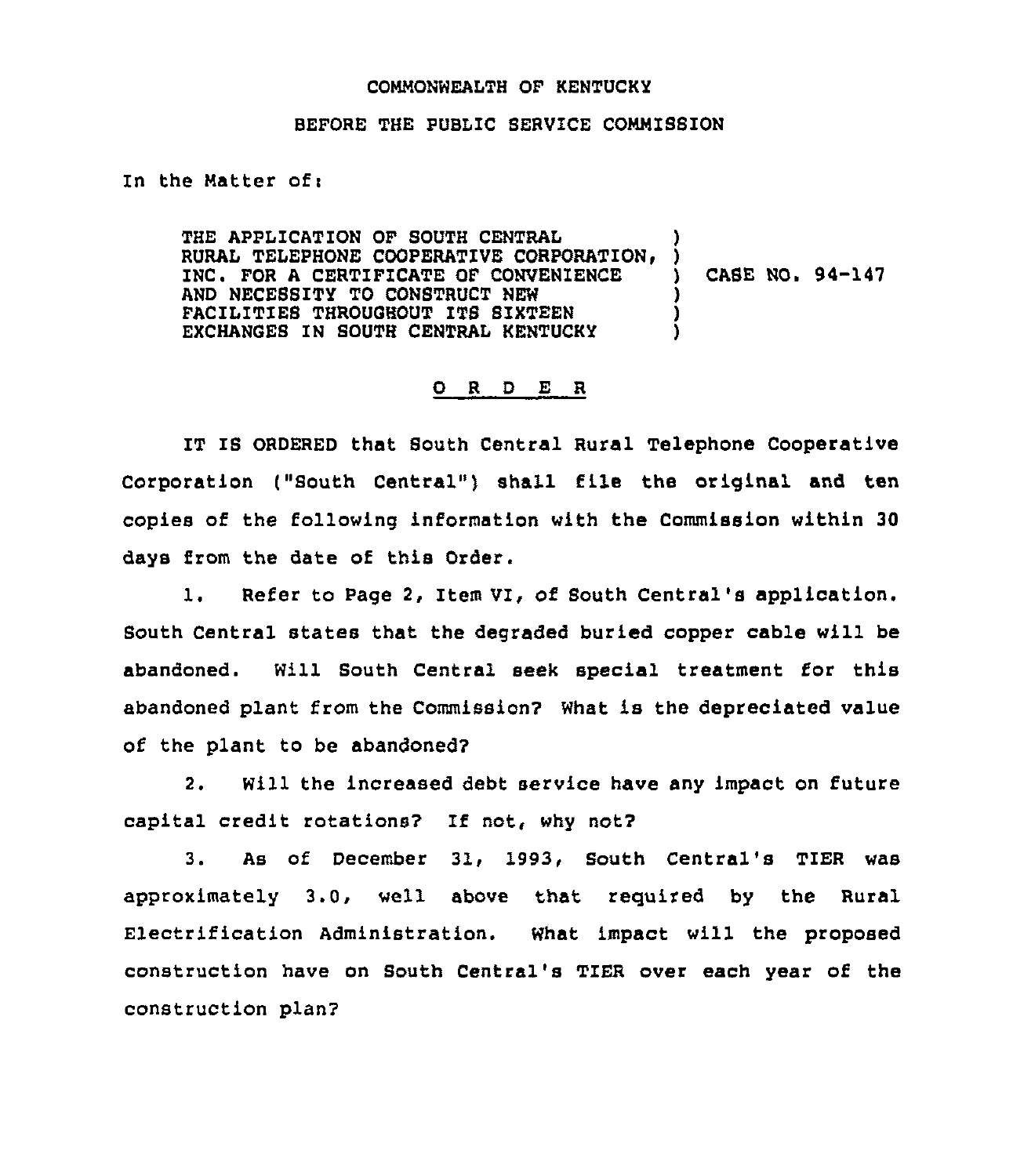COMMONWEALTH OF KENTUCKY

BEFORE THE PUBLIC SERVICE COMMISSION

In the Matter of:

THE APPLICATION OF SOUTH CENTRAL RURAL TELEPHONE COOPERATIVE CORPORATION, INC. FOR A CERTIFICATE OF CONVENIENCE AND NECESSITY TO CONSTRUCT NEW FACILITIES THROUGHOUT ITS SIXTEEN EXCHANGES IN SOUTH CENTRAL KENTUCKY ) CASE NO. 94-147

## O R D E R

IT IS ORDERED that South Central Rural Telephone Cooperative Corporation ("South Central") shall file the original and ten copies of the following information with the Commission within 30 days from the date of this Order.

1. Refer to Page 2, Item VI, of South Central's application. South Central states that the degraded buried copper cable will be abandoned. Will South Central seek special treatment for this abandoned plant from the Commission? What is the depreciated value of the plant to be abandoned?

2. Will the increased debt service have any impact on future capital credit rotations? If not, why not?

3. As of December 31, 1993, South Central's TIER was approximately 3.0, well above that required by the Rural Electrification Administration. What impact will the proposed construction have on South Central's TIER over each year of the construction plan?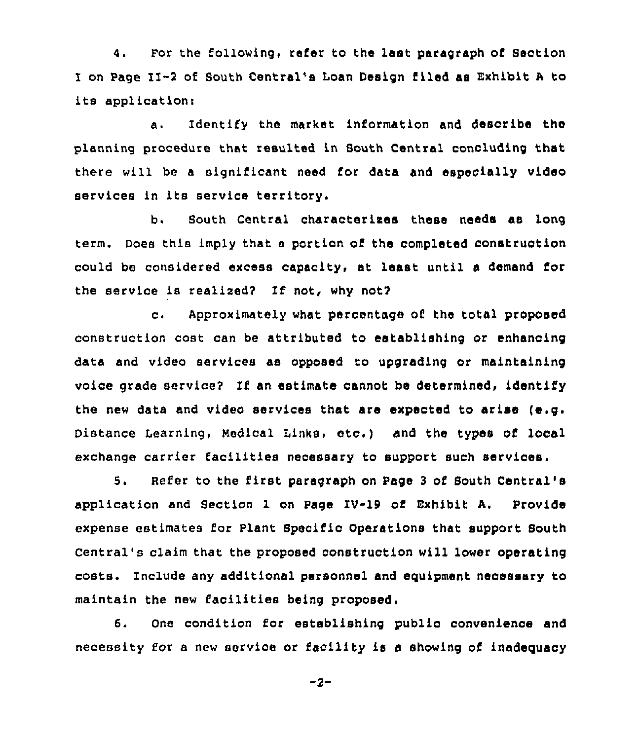4. For the following, refer to the last paragraph of Section I on Page II-2 of South Central's Loan Design filed as Exhibit A to its application:

a. Identify the market information and describe the planning procedure that resulted in South Central concluding that there will be a significant need for data and especially video services in its service territory.

b. South Central characterizes these needs as long term. Does this imply that a portion of the completed construction could be considered excess capacity, at least until a demand for the service is realized? If not, why not?

c. Approximately what percentage of the total proposed construction cost can be attributed to establishing or enhancing data and video services as opposed to upgrading or maintaining voice grade service? If an estimate cannot be determined, identify the new data and video services that are expected to arise (e.g. Distance Learning, Medical Links, etc.) and the types of local exchange carrier facilities necessary to support such services.

5. Refer to the first paragraph on Page 3 of South Central's application and Section 1 on Page IV-19 of Exhibit A. Provide expense estimates for Plant Specific Operations that support South Central's claim that the proposed construction will lower operating costs. Include any additional personnel and equipment necessary to maintain the new facilities being proposed.

6. One condition for establishing public convenience and necessity for a new service or facility is a showing of inadequacy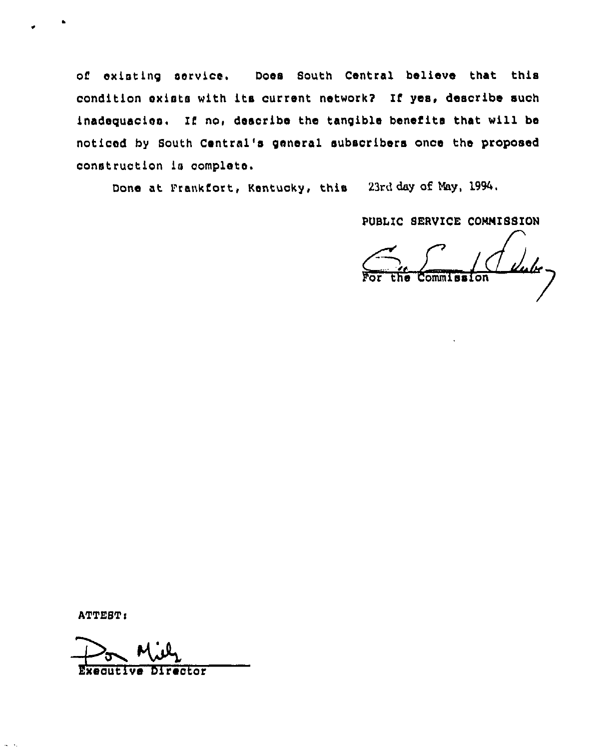of existing service. Does South Central believe that this condition exists with its current network? If yes, describe such inadequacies. If no, describe the tangible benefits that will be noticed by South Central's general subscribers once the proposed construction is complete.

Done at Frankfort, Kentucky, this 23rd day of May, 1994.

PUBLIC SERVICE COMMISSION

For the Commission

ATTEST:

Executive Director